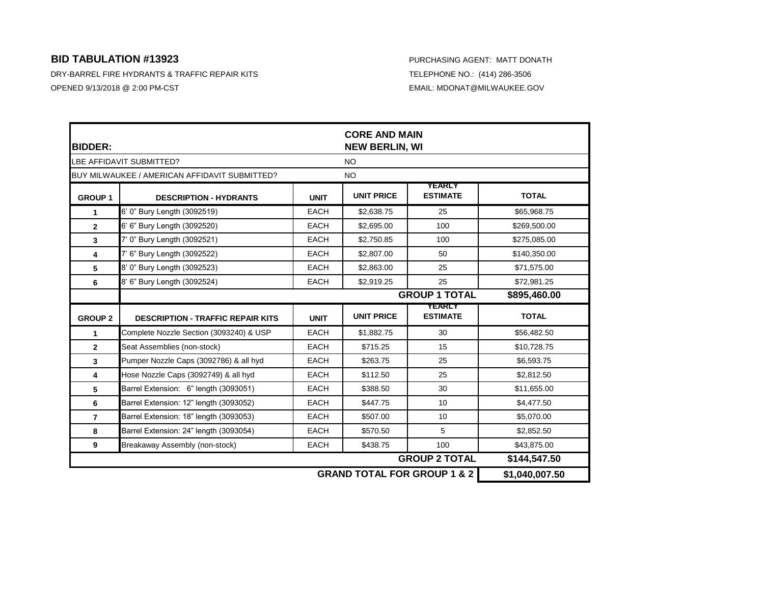## BID TABULATION #13923

DRY-BARREL FIRE HYDRANTS & TRAFFIC REPAIR KITS

OPENED 9/13/2018 @ 2:00 PM-CST

PURCHASING AGENT: MATT DONATH

TELEPHONE NO.: (414) 286-3506

EMAIL: MDONAT@MILWAUKEE.GOV

| **BIDDER:** | | | **CORE AND MAIN NEW BERLIN, WI** | | |
|---|---|---|---|---|---|
| LBE AFFIDAVIT SUBMITTED? | | | NO | | |
| BUY MILWAUKEE / AMERICAN AFFIDAVIT SUBMITTED? | | | NO | | |
| **GROUP 1** | **DESCRIPTION - HYDRANTS** | **UNIT** | **UNIT PRICE** | **YEARLY ESTIMATE** | **TOTAL** |
| 1 | 6' 0" Bury Length (3092519) | EACH | $2,638.75 | 25 | $65,968.75 |
| 2 | 6' 6" Bury Length (3092520) | EACH | $2,695.00 | 100 | $269,500.00 |
| 3 | 7' 0" Bury Length (3092521) | EACH | $2,750.85 | 100 | $275,085.00 |
| 4 | 7' 6" Bury Length (3092522) | EACH | $2,807.00 | 50 | $140,350.00 |
| 5 | 8' 0" Bury Length (3092523) | EACH | $2,863.00 | 25 | $71,575.00 |
| 6 | 8' 6" Bury Length (3092524) | EACH | $2,919.25 | 25 | $72,981.25 |
| | | | | **GROUP 1 TOTAL** | **$895,460.00** |
| **GROUP 2** | **DESCRIPTION - TRAFFIC REPAIR KITS** | **UNIT** | **UNIT PRICE** | **YEARLY ESTIMATE** | **TOTAL** |
| 1 | Complete Nozzle Section (3093240) & USP | EACH | $1,882.75 | 30 | $56,482.50 |
| 2 | Seat Assemblies (non-stock) | EACH | $715.25 | 15 | $10,728.75 |
| 3 | Pumper Nozzle Caps (3092786) & all hyd | EACH | $263.75 | 25 | $6,593.75 |
| 4 | Hose Nozzle Caps (3092749) & all hyd | EACH | $112.50 | 25 | $2,812.50 |
| 5 | Barrel Extension: 6" length (3093051) | EACH | $388.50 | 30 | $11,655.00 |
| 6 | Barrel Extension: 12" length (3093052) | EACH | $447.75 | 10 | $4,477.50 |
| 7 | Barrel Extension: 18" length (3093053) | EACH | $507.00 | 10 | $5,070.00 |
| 8 | Barrel Extension: 24" length (3093054) | EACH | $570.50 | 5 | $2,852.50 |
| 9 | Breakaway Assembly (non-stock) | EACH | $438.75 | 100 | $43,875.00 |
| | | | | **GROUP 2 TOTAL** | **$144,547.50** |
| | | | | **GRAND TOTAL FOR GROUP 1 & 2** | **$1,040,007.50** |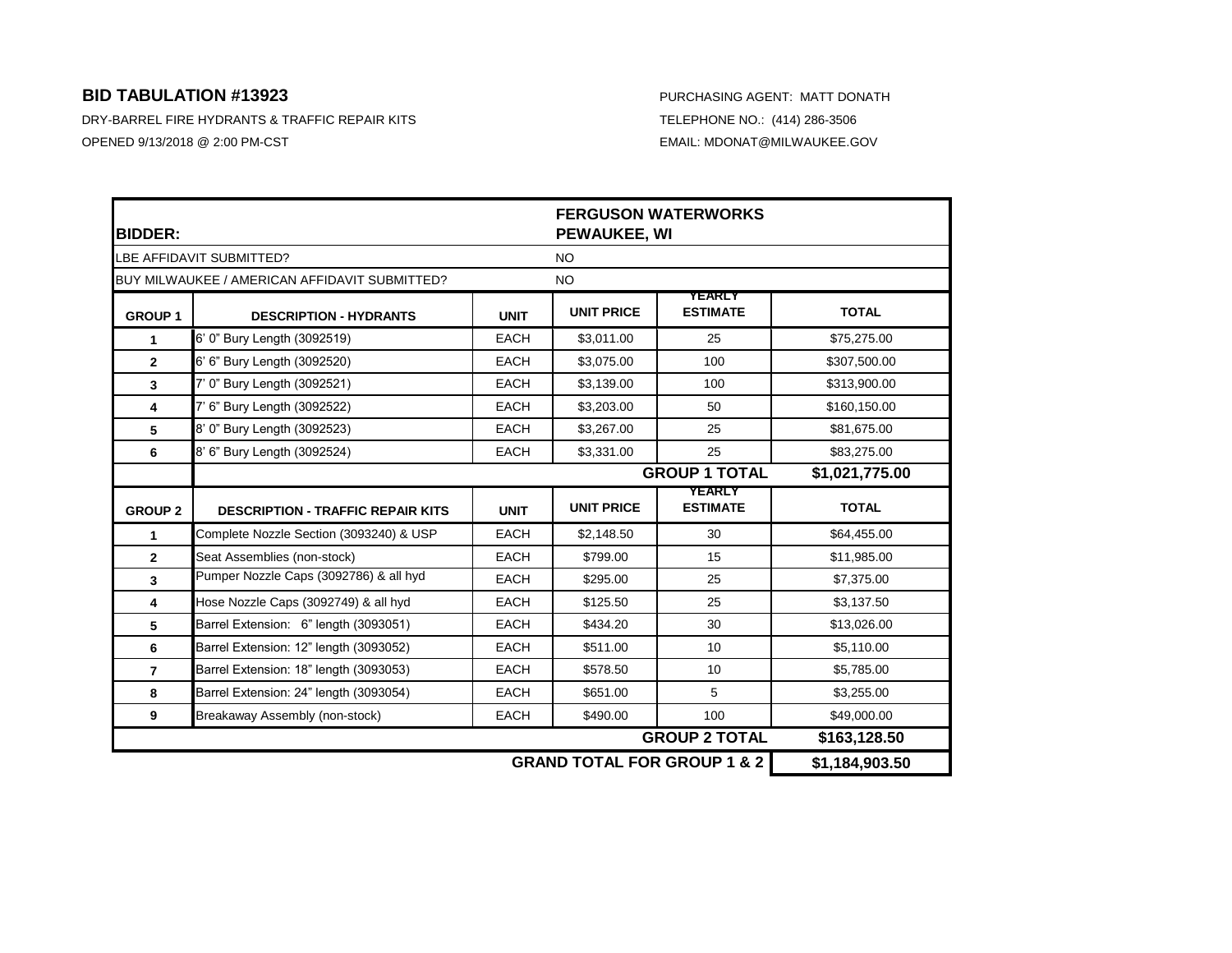**BID TABULATION #13923**

DRY-BARREL FIRE HYDRANTS & TRAFFIC REPAIR KITS

OPENED 9/13/2018 @ 2:00 PM-CST

PURCHASING AGENT: MATT DONATH

TELEPHONE NO.: (414) 286-3506

EMAIL: MDONAT@MILWAUKEE.GOV

| **BIDDER:** | | | **FERGUSON WATERWORKS PEWAUKEE, WI** | | |
|---|---|---|---|---|---|
| LBE AFFIDAVIT SUBMITTED? | | | NO | | |
| BUY MILWAUKEE / AMERICAN AFFIDAVIT SUBMITTED? | | | NO | | |
| **GROUP 1** | **DESCRIPTION - HYDRANTS** | **UNIT** | **UNIT PRICE** | **YEARLY ESTIMATE** | **TOTAL** |
| 1 | 6' 0" Bury Length (3092519) | EACH | $3,011.00 | 25 | $75,275.00 |
| 2 | 6' 6" Bury Length (3092520) | EACH | $3,075.00 | 100 | $307,500.00 |
| 3 | 7' 0" Bury Length (3092521) | EACH | $3,139.00 | 100 | $313,900.00 |
| 4 | 7' 6" Bury Length (3092522) | EACH | $3,203.00 | 50 | $160,150.00 |
| 5 | 8' 0" Bury Length (3092523) | EACH | $3,267.00 | 25 | $81,675.00 |
| 6 | 8' 6" Bury Length (3092524) | EACH | $3,331.00 | 25 | $83,275.00 |
| | | | | **GROUP 1 TOTAL** | **$1,021,775.00** |
| **GROUP 2** | **DESCRIPTION - TRAFFIC REPAIR KITS** | **UNIT** | **UNIT PRICE** | **YEARLY ESTIMATE** | **TOTAL** |
| 1 | Complete Nozzle Section (3093240) & USP | EACH | $2,148.50 | 30 | $64,455.00 |
| 2 | Seat Assemblies (non-stock) | EACH | $799.00 | 15 | $11,985.00 |
| 3 | Pumper Nozzle Caps (3092786) & all hyd | EACH | $295.00 | 25 | $7,375.00 |
| 4 | Hose Nozzle Caps (3092749) & all hyd | EACH | $125.50 | 25 | $3,137.50 |
| 5 | Barrel Extension: 6" length (3093051) | EACH | $434.20 | 30 | $13,026.00 |
| 6 | Barrel Extension: 12" length (3093052) | EACH | $511.00 | 10 | $5,110.00 |
| 7 | Barrel Extension: 18" length (3093053) | EACH | $578.50 | 10 | $5,785.00 |
| 8 | Barrel Extension: 24" length (3093054) | EACH | $651.00 | 5 | $3,255.00 |
| 9 | Breakaway Assembly (non-stock) | EACH | $490.00 | 100 | $49,000.00 |
| | | | | **GROUP 2 TOTAL** | **$163,128.50** |
| | | | | **GRAND TOTAL FOR GROUP 1 & 2** | **$1,184,903.50** |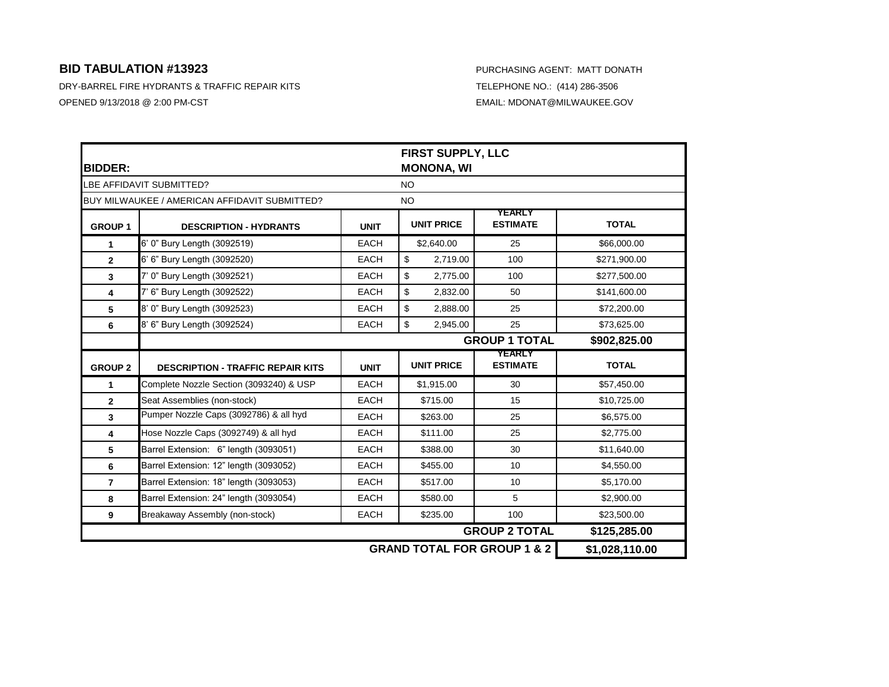**BID TABULATION #13923**

DRY-BARREL FIRE HYDRANTS & TRAFFIC REPAIR KITS

OPENED 9/13/2018 @ 2:00 PM-CST

PURCHASING AGENT: MATT DONATH

TELEPHONE NO.: (414) 286-3506

EMAIL: MDONAT@MILWAUKEE.GOV

| **BIDDER:** | | | **FIRST SUPPLY, LLC MONONA, WI** | | |
|---|---|---|---|---|---|
| LBE AFFIDAVIT SUBMITTED? | | | NO | | |
| BUY MILWAUKEE / AMERICAN AFFIDAVIT SUBMITTED? | | | NO | | |
| **GROUP 1** | **DESCRIPTION - HYDRANTS** | **UNIT** | **UNIT PRICE** | **YEARLY ESTIMATE** | **TOTAL** |
| **1** | 6' 0" Bury Length (3092519) | EACH | $2,640.00 | 25 | $66,000.00 |
| **2** | 6' 6" Bury Length (3092520) | EACH | $ 2,719.00 | 100 | $271,900.00 |
| **3** | 7' 0" Bury Length (3092521) | EACH | $ 2,775.00 | 100 | $277,500.00 |
| **4** | 7' 6" Bury Length (3092522) | EACH | $ 2,832.00 | 50 | $141,600.00 |
| **5** | 8' 0" Bury Length (3092523) | EACH | $ 2,888.00 | 25 | $72,200.00 |
| **6** | 8' 6" Bury Length (3092524) | EACH | $ 2,945.00 | 25 | $73,625.00 |
| | | | | **GROUP 1 TOTAL** | **$902,825.00** |
| **GROUP 2** | **DESCRIPTION - TRAFFIC REPAIR KITS** | **UNIT** | **UNIT PRICE** | **YEARLY ESTIMATE** | **TOTAL** |
| **1** | Complete Nozzle Section (3093240) & USP | EACH | $1,915.00 | 30 | $57,450.00 |
| **2** | Seat Assemblies (non-stock) | EACH | $715.00 | 15 | $10,725.00 |
| **3** | Pumper Nozzle Caps (3092786) & all hyd | EACH | $263.00 | 25 | $6,575.00 |
| **4** | Hose Nozzle Caps (3092749) & all hyd | EACH | $111.00 | 25 | $2,775.00 |
| **5** | Barrel Extension: 6" length (3093051) | EACH | $388.00 | 30 | $11,640.00 |
| **6** | Barrel Extension: 12" length (3093052) | EACH | $455.00 | 10 | $4,550.00 |
| **7** | Barrel Extension: 18" length (3093053) | EACH | $517.00 | 10 | $5,170.00 |
| **8** | Barrel Extension: 24" length (3093054) | EACH | $580.00 | 5 | $2,900.00 |
| **9** | Breakaway Assembly (non-stock) | EACH | $235.00 | 100 | $23,500.00 |
| | | | | **GROUP 2 TOTAL** | **$125,285.00** |
| | | | | **GRAND TOTAL FOR GROUP 1 & 2** | **$1,028,110.00** |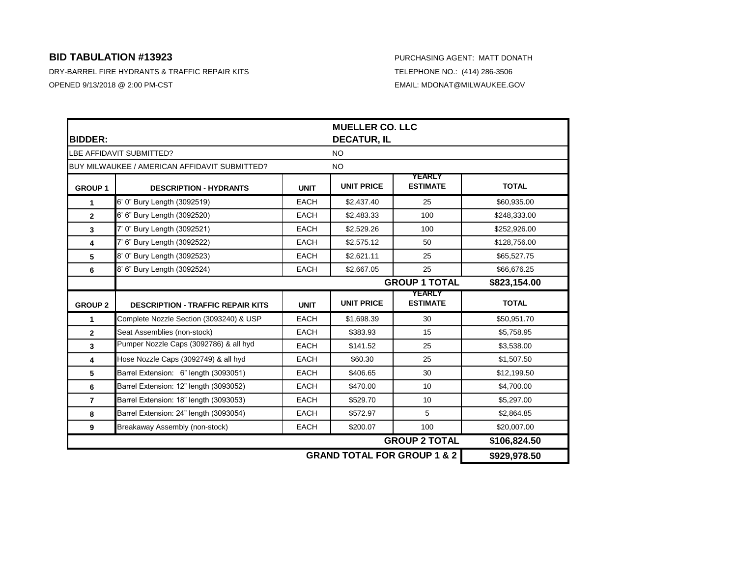## BID TABULATION #13923

DRY-BARREL FIRE HYDRANTS & TRAFFIC REPAIR KITS

OPENED 9/13/2018 @ 2:00 PM-CST

PURCHASING AGENT: MATT DONATH

TELEPHONE NO.: (414) 286-3506

EMAIL: MDONAT@MILWAUKEE.GOV

| **BIDDER:** | | | **MUELLER CO. LLC DECATUR, IL** | | |
|---|---|---|---|---|---|
| LBE AFFIDAVIT SUBMITTED? | | | NO | | |
| BUY MILWAUKEE / AMERICAN AFFIDAVIT SUBMITTED? | | | NO | | |
| **GROUP 1** | **DESCRIPTION - HYDRANTS** | **UNIT** | **UNIT PRICE** | **YEARLY ESTIMATE** | **TOTAL** |
| **1** | 6' 0" Bury Length (3092519) | EACH | $2,437.40 | 25 | $60,935.00 |
| **2** | 6' 6" Bury Length (3092520) | EACH | $2,483.33 | 100 | $248,333.00 |
| **3** | 7' 0" Bury Length (3092521) | EACH | $2,529.26 | 100 | $252,926.00 |
| **4** | 7' 6" Bury Length (3092522) | EACH | $2,575.12 | 50 | $128,756.00 |
| **5** | 8' 0" Bury Length (3092523) | EACH | $2,621.11 | 25 | $65,527.75 |
| **6** | 8' 6" Bury Length (3092524) | EACH | $2,667.05 | 25 | $66,676.25 |
| | | | | **GROUP 1 TOTAL** | **$823,154.00** |
| **GROUP 2** | **DESCRIPTION - TRAFFIC REPAIR KITS** | **UNIT** | **UNIT PRICE** | **YEARLY ESTIMATE** | **TOTAL** |
| **1** | Complete Nozzle Section (3093240) & USP | EACH | $1,698.39 | 30 | $50,951.70 |
| **2** | Seat Assemblies (non-stock) | EACH | $383.93 | 15 | $5,758.95 |
| **3** | Pumper Nozzle Caps (3092786) & all hyd | EACH | $141.52 | 25 | $3,538.00 |
| **4** | Hose Nozzle Caps (3092749) & all hyd | EACH | $60.30 | 25 | $1,507.50 |
| **5** | Barrel Extension: 6" length (3093051) | EACH | $406.65 | 30 | $12,199.50 |
| **6** | Barrel Extension: 12" length (3093052) | EACH | $470.00 | 10 | $4,700.00 |
| **7** | Barrel Extension: 18" length (3093053) | EACH | $529.70 | 10 | $5,297.00 |
| **8** | Barrel Extension: 24" length (3093054) | EACH | $572.97 | 5 | $2,864.85 |
| **9** | Breakaway Assembly (non-stock) | EACH | $200.07 | 100 | $20,007.00 |
| | | | | **GROUP 2 TOTAL** | **$106,824.50** |
| | | | | **GRAND TOTAL FOR GROUP 1 & 2** | **$929,978.50** |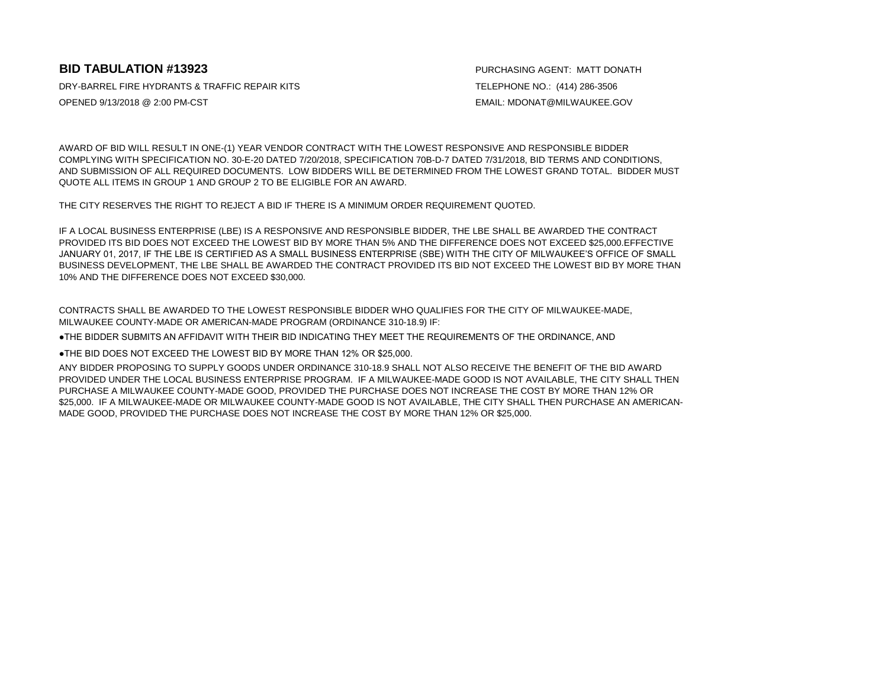## BID TABULATION #13923

DRY-BARREL FIRE HYDRANTS & TRAFFIC REPAIR KITS

OPENED 9/13/2018 @ 2:00 PM-CST

PURCHASING AGENT: MATT DONATH

TELEPHONE NO.: (414) 286-3506

EMAIL: MDONAT@MILWAUKEE.GOV

AWARD OF BID WILL RESULT IN ONE-(1) YEAR VENDOR CONTRACT WITH THE LOWEST RESPONSIVE AND RESPONSIBLE BIDDER COMPLYING WITH SPECIFICATION NO. 30-E-20 DATED 7/20/2018, SPECIFICATION 70B-D-7 DATED 7/31/2018, BID TERMS AND CONDITIONS, AND SUBMISSION OF ALL REQUIRED DOCUMENTS. LOW BIDDERS WILL BE DETERMINED FROM THE LOWEST GRAND TOTAL. BIDDER MUST QUOTE ALL ITEMS IN GROUP 1 AND GROUP 2 TO BE ELIGIBLE FOR AN AWARD.

THE CITY RESERVES THE RIGHT TO REJECT A BID IF THERE IS A MINIMUM ORDER REQUIREMENT QUOTED.

IF A LOCAL BUSINESS ENTERPRISE (LBE) IS A RESPONSIVE AND RESPONSIBLE BIDDER, THE LBE SHALL BE AWARDED THE CONTRACT PROVIDED ITS BID DOES NOT EXCEED THE LOWEST BID BY MORE THAN 5% AND THE DIFFERENCE DOES NOT EXCEED $25,000.EFFECTIVE JANUARY 01, 2017, IF THE LBE IS CERTIFIED AS A SMALL BUSINESS ENTERPRISE (SBE) WITH THE CITY OF MILWAUKEE'S OFFICE OF SMALL BUSINESS DEVELOPMENT, THE LBE SHALL BE AWARDED THE CONTRACT PROVIDED ITS BID NOT EXCEED THE LOWEST BID BY MORE THAN 10% AND THE DIFFERENCE DOES NOT EXCEED $30,000.

CONTRACTS SHALL BE AWARDED TO THE LOWEST RESPONSIBLE BIDDER WHO QUALIFIES FOR THE CITY OF MILWAUKEE-MADE, MILWAUKEE COUNTY-MADE OR AMERICAN-MADE PROGRAM (ORDINANCE 310-18.9) IF:

- THE BIDDER SUBMITS AN AFFIDAVIT WITH THEIR BID INDICATING THEY MEET THE REQUIREMENTS OF THE ORDINANCE, AND
- THE BID DOES NOT EXCEED THE LOWEST BID BY MORE THAN 12% OR $25,000.

ANY BIDDER PROPOSING TO SUPPLY GOODS UNDER ORDINANCE 310-18.9 SHALL NOT ALSO RECEIVE THE BENEFIT OF THE BID AWARD PROVIDED UNDER THE LOCAL BUSINESS ENTERPRISE PROGRAM. IF A MILWAUKEE-MADE GOOD IS NOT AVAILABLE, THE CITY SHALL THEN PURCHASE A MILWAUKEE COUNTY-MADE GOOD, PROVIDED THE PURCHASE DOES NOT INCREASE THE COST BY MORE THAN 12% OR $25,000. IF A MILWAUKEE-MADE OR MILWAUKEE COUNTY-MADE GOOD IS NOT AVAILABLE, THE CITY SHALL THEN PURCHASE AN AMERICAN-MADE GOOD, PROVIDED THE PURCHASE DOES NOT INCREASE THE COST BY MORE THAN 12% OR $25,000.